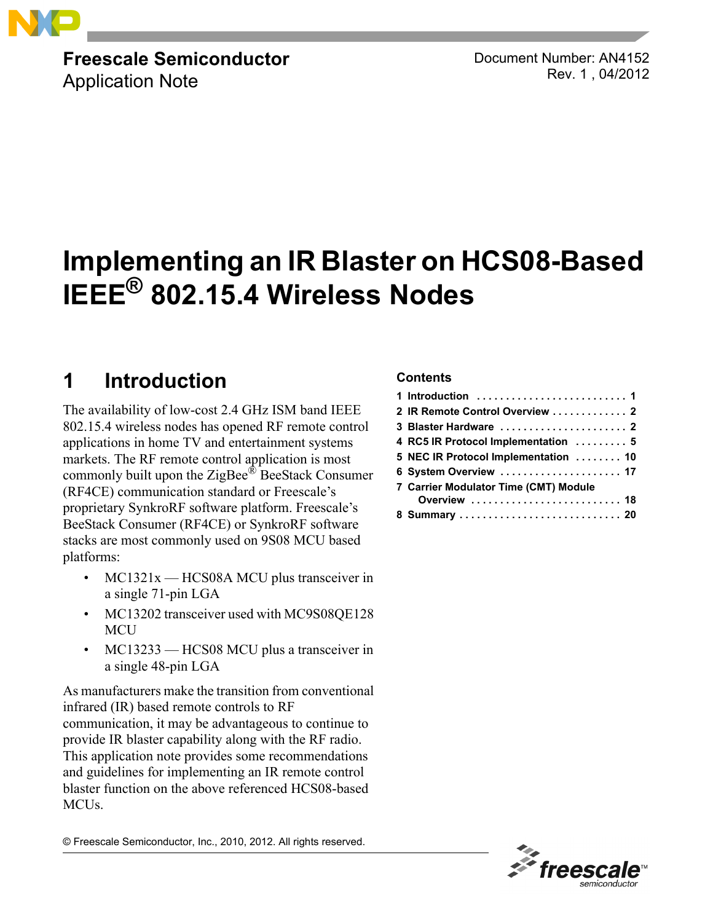**Freescale Semiconductor**
Application Note

Document Number: AN4152
Rev. 1 , 04/2012

# Implementing an IR Blaster on HCS08-Based IEEE® 802.15.4 Wireless Nodes

## 1 Introduction

The availability of low-cost 2.4 GHz ISM band IEEE 802.15.4 wireless nodes has opened RF remote control applications in home TV and entertainment systems markets. The RF remote control application is most commonly built upon the ZigBee® BeeStack Consumer (RF4CE) communication standard or Freescale's proprietary SynkroRF software platform. Freescale's BeeStack Consumer (RF4CE) or SynkroRF software stacks are most commonly used on 9S08 MCU based platforms:

- MC1321x — HCS08A MCU plus transceiver in a single 71-pin LGA
- MC13202 transceiver used with MC9S08QE128 MCU
- MC13233 — HCS08 MCU plus a transceiver in a single 48-pin LGA

As manufacturers make the transition from conventional infrared (IR) based remote controls to RF communication, it may be advantageous to continue to provide IR blaster capability along with the RF radio. This application note provides some recommendations and guidelines for implementing an IR remote control blaster function on the above referenced HCS08-based MCUs.

**Contents**

| | |
|---|---|
| 1 Introduction | 1 |
| 2 IR Remote Control Overview | 2 |
| 3 Blaster Hardware | 2 |
| 4 RC5 IR Protocol Implementation | 5 |
| 5 NEC IR Protocol Implementation | 10 |
| 6 System Overview | 17 |
| 7 Carrier Modulator Time (CMT) Module Overview | 18 |
| 8 Summary | 20 |

© Freescale Semiconductor, Inc., 2010, 2012. All rights reserved.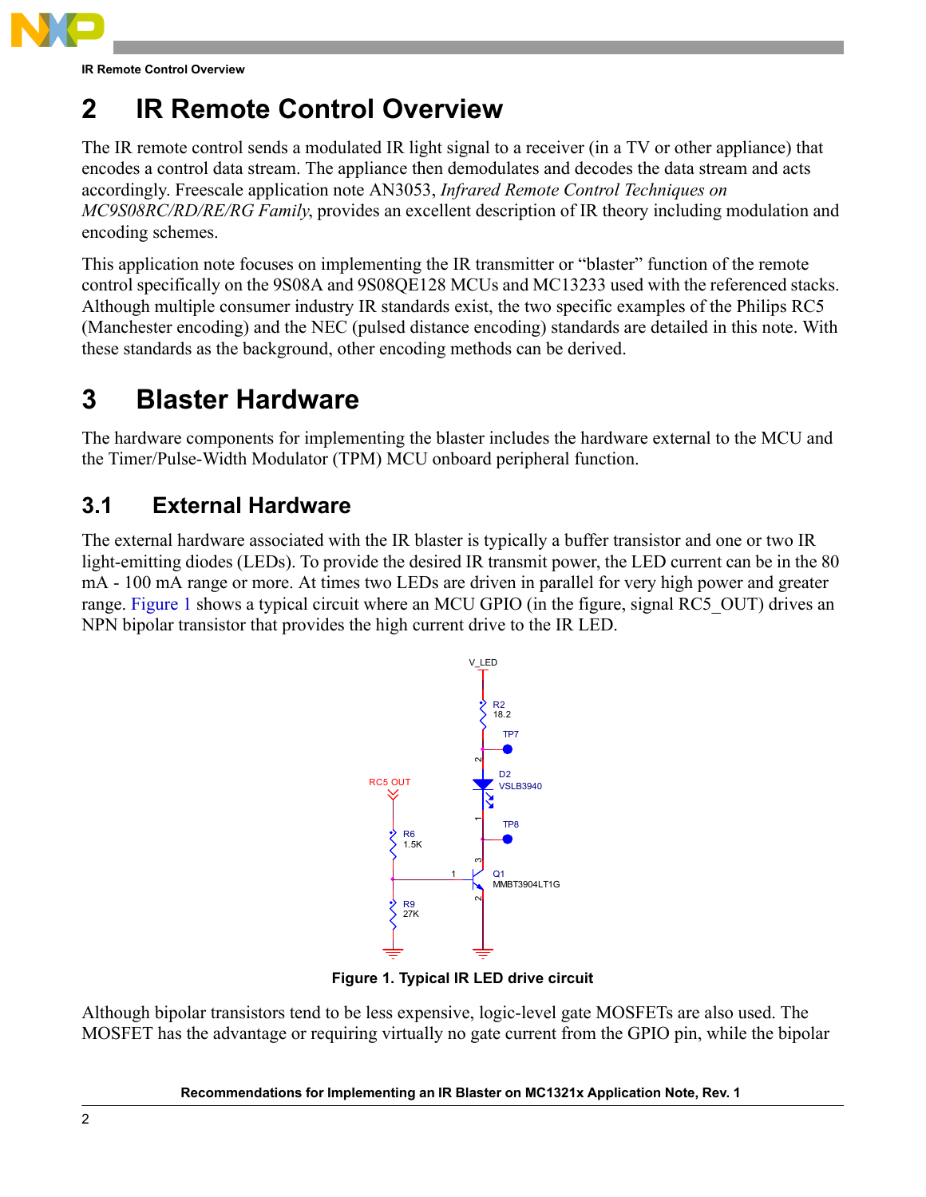## 2 IR Remote Control Overview

The IR remote control sends a modulated IR light signal to a receiver (in a TV or other appliance) that encodes a control data stream. The appliance then demodulates and decodes the data stream and acts accordingly. Freescale application note AN3053, *Infrared Remote Control Techniques on MC9S08RC/RD/RE/RG Family*, provides an excellent description of IR theory including modulation and encoding schemes.

This application note focuses on implementing the IR transmitter or "blaster" function of the remote control specifically on the 9S08A and 9S08QE128 MCUs and MC13233 used with the referenced stacks. Although multiple consumer industry IR standards exist, the two specific examples of the Philips RC5 (Manchester encoding) and the NEC (pulsed distance encoding) standards are detailed in this note. With these standards as the background, other encoding methods can be derived.

## 3 Blaster Hardware

The hardware components for implementing the blaster includes the hardware external to the MCU and the Timer/Pulse-Width Modulator (TPM) MCU onboard peripheral function.

### 3.1 External Hardware

The external hardware associated with the IR blaster is typically a buffer transistor and one or two IR light-emitting diodes (LEDs). To provide the desired IR transmit power, the LED current can be in the 80 mA - 100 mA range or more. At times two LEDs are driven in parallel for very high power and greater range. Figure 1 shows a typical circuit where an MCU GPIO (in the figure, signal RC5_OUT) drives an NPN bipolar transistor that provides the high current drive to the IR LED.

**Figure 1. Typical IR LED drive circuit**

Although bipolar transistors tend to be less expensive, logic-level gate MOSFETs are also used. The MOSFET has the advantage or requiring virtually no gate current from the GPIO pin, while the bipolar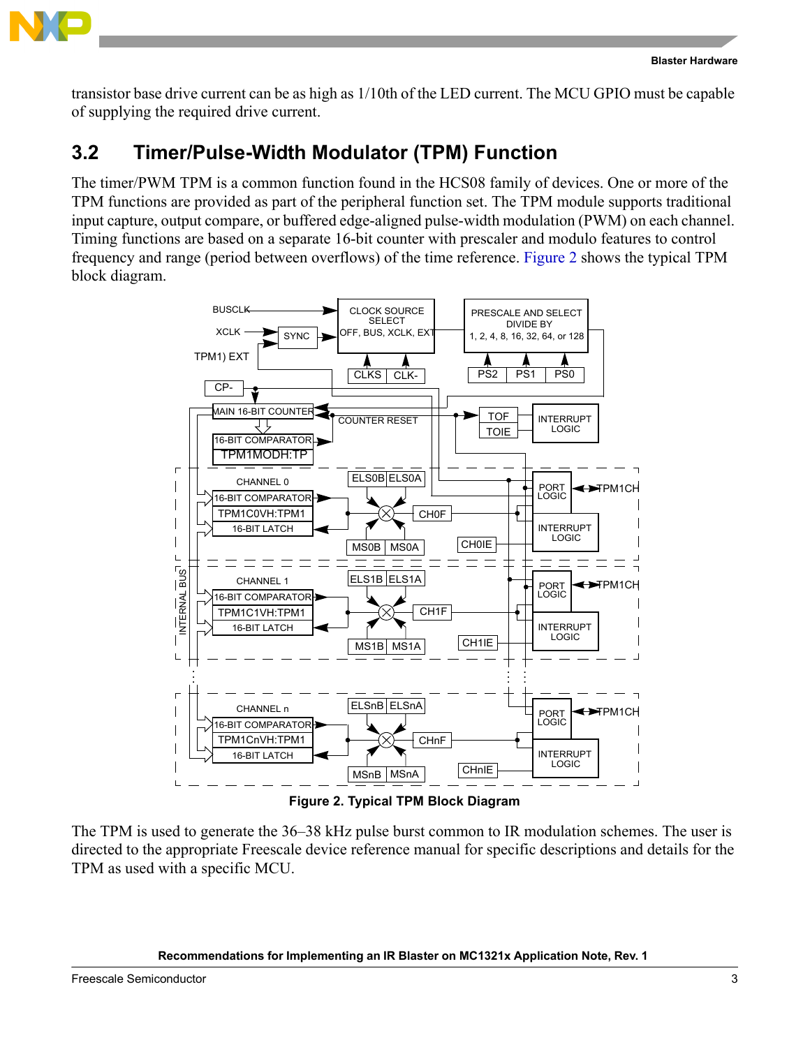transistor base drive current can be as high as 1/10th of the LED current. The MCU GPIO must be capable of supplying the required drive current.

## 3.2 Timer/Pulse-Width Modulator (TPM) Function

The timer/PWM TPM is a common function found in the HCS08 family of devices. One or more of the TPM functions are provided as part of the peripheral function set. The TPM module supports traditional input capture, output compare, or buffered edge-aligned pulse-width modulation (PWM) on each channel. Timing functions are based on a separate 16-bit counter with prescaler and modulo features to control frequency and range (period between overflows) of the time reference. Figure 2 shows the typical TPM block diagram.

**Figure 2. Typical TPM Block Diagram**

The TPM is used to generate the 36–38 kHz pulse burst common to IR modulation schemes. The user is directed to the appropriate Freescale device reference manual for specific descriptions and details for the TPM as used with a specific MCU.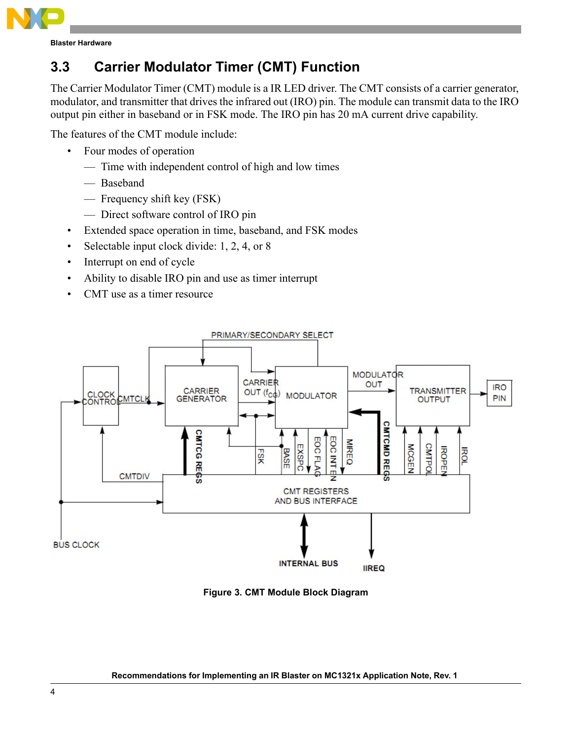## 3.3 Carrier Modulator Timer (CMT) Function

The Carrier Modulator Timer (CMT) module is a IR LED driver. The CMT consists of a carrier generator, modulator, and transmitter that drives the infrared out (IRO) pin. The module can transmit data to the IRO output pin either in baseband or in FSK mode. The IRO pin has 20 mA current drive capability.

The features of the CMT module include:

- Four modes of operation
  - Time with independent control of high and low times
  - Baseband
  - Frequency shift key (FSK)
  - Direct software control of IRO pin
- Extended space operation in time, baseband, and FSK modes
- Selectable input clock divide: 1, 2, 4, or 8
- Interrupt on end of cycle
- Ability to disable IRO pin and use as timer interrupt
- CMT use as a timer resource

**Figure 3. CMT Module Block Diagram**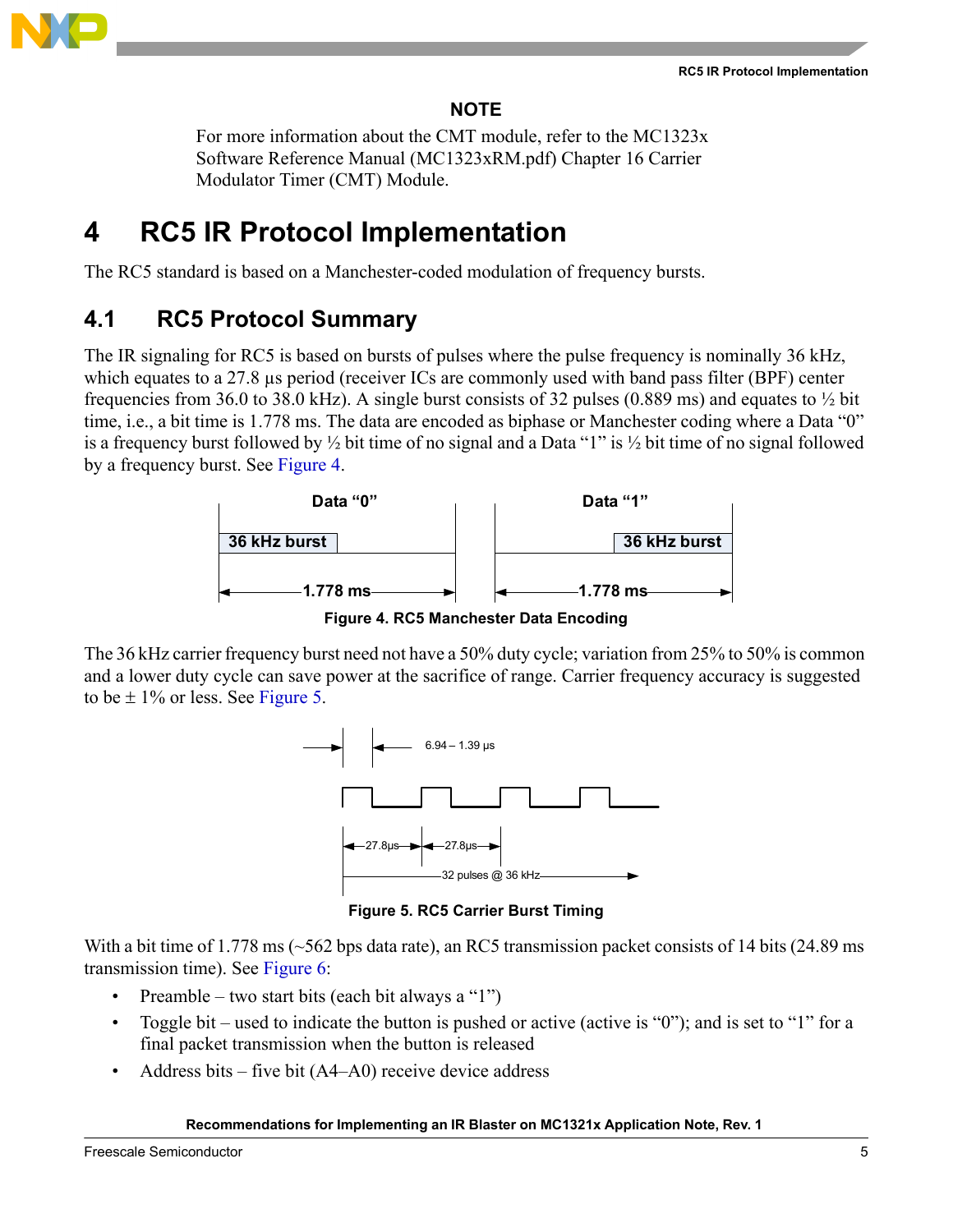**NOTE**

For more information about the CMT module, refer to the MC1323x Software Reference Manual (MC1323xRM.pdf) Chapter 16 Carrier Modulator Timer (CMT) Module.

# 4 RC5 IR Protocol Implementation

The RC5 standard is based on a Manchester-coded modulation of frequency bursts.

## 4.1 RC5 Protocol Summary

The IR signaling for RC5 is based on bursts of pulses where the pulse frequency is nominally 36 kHz, which equates to a 27.8 µs period (receiver ICs are commonly used with band pass filter (BPF) center frequencies from 36.0 to 38.0 kHz). A single burst consists of 32 pulses (0.889 ms) and equates to ½ bit time, i.e., a bit time is 1.778 ms. The data are encoded as biphase or Manchester coding where a Data "0" is a frequency burst followed by ½ bit time of no signal and a Data "1" is ½ bit time of no signal followed by a frequency burst. See Figure 4.

Data "0" — 36 kHz burst — 1.778 ms
Data "1" — 36 kHz burst — 1.778 ms

**Figure 4. RC5 Manchester Data Encoding**

The 36 kHz carrier frequency burst need not have a 50% duty cycle; variation from 25% to 50% is common and a lower duty cycle can save power at the sacrifice of range. Carrier frequency accuracy is suggested to be ± 1% or less. See Figure 5.

6.94 – 1.39 µs
27.8µs 27.8µs
32 pulses @ 36 kHz

**Figure 5. RC5 Carrier Burst Timing**

With a bit time of 1.778 ms (~562 bps data rate), an RC5 transmission packet consists of 14 bits (24.89 ms transmission time). See Figure 6:

- Preamble – two start bits (each bit always a "1")
- Toggle bit – used to indicate the button is pushed or active (active is "0"); and is set to "1" for a final packet transmission when the button is released
- Address bits – five bit (A4–A0) receive device address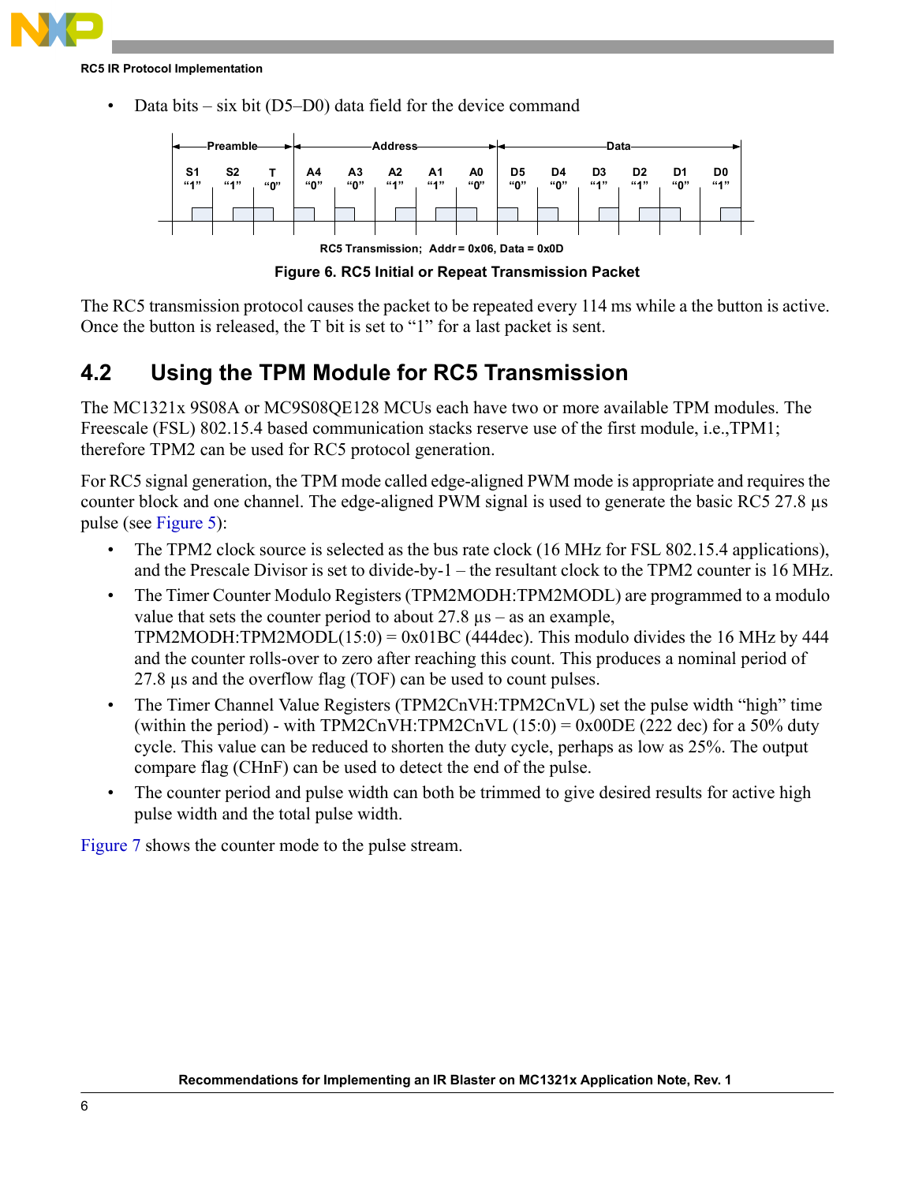- Data bits – six bit (D5–D0) data field for the device command

| Preamble | | | Address | | | | | Data | | | | | |
|---|---|---|---|---|---|---|---|---|---|---|---|---|---|
| S1 | S2 | T | A4 | A3 | A2 | A1 | A0 | D5 | D4 | D3 | D2 | D1 | D0 |
| "1" | "1" | "0" | "0" | "0" | "1" | "1" | "0" | "0" | "0" | "1" | "1" | "0" | "1" |

RC5 Transmission; Addr = 0x06, Data = 0x0D

**Figure 6. RC5 Initial or Repeat Transmission Packet**

The RC5 transmission protocol causes the packet to be repeated every 114 ms while a the button is active. Once the button is released, the T bit is set to "1" for a last packet is sent.

## 4.2 Using the TPM Module for RC5 Transmission

The MC1321x 9S08A or MC9S08QE128 MCUs each have two or more available TPM modules. The Freescale (FSL) 802.15.4 based communication stacks reserve use of the first module, i.e.,TPM1; therefore TPM2 can be used for RC5 protocol generation.

For RC5 signal generation, the TPM mode called edge-aligned PWM mode is appropriate and requires the counter block and one channel. The edge-aligned PWM signal is used to generate the basic RC5 27.8 µs pulse (see Figure 5):

- The TPM2 clock source is selected as the bus rate clock (16 MHz for FSL 802.15.4 applications), and the Prescale Divisor is set to divide-by-1 – the resultant clock to the TPM2 counter is 16 MHz.
- The Timer Counter Modulo Registers (TPM2MODH:TPM2MODL) are programmed to a modulo value that sets the counter period to about 27.8 µs – as an example, TPM2MODH:TPM2MODL(15:0) = 0x01BC (444dec). This modulo divides the 16 MHz by 444 and the counter rolls-over to zero after reaching this count. This produces a nominal period of 27.8 µs and the overflow flag (TOF) can be used to count pulses.
- The Timer Channel Value Registers (TPM2CnVH:TPM2CnVL) set the pulse width "high" time (within the period) - with TPM2CnVH:TPM2CnVL (15:0) = 0x00DE (222 dec) for a 50% duty cycle. This value can be reduced to shorten the duty cycle, perhaps as low as 25%. The output compare flag (CHnF) can be used to detect the end of the pulse.
- The counter period and pulse width can both be trimmed to give desired results for active high pulse width and the total pulse width.

Figure 7 shows the counter mode to the pulse stream.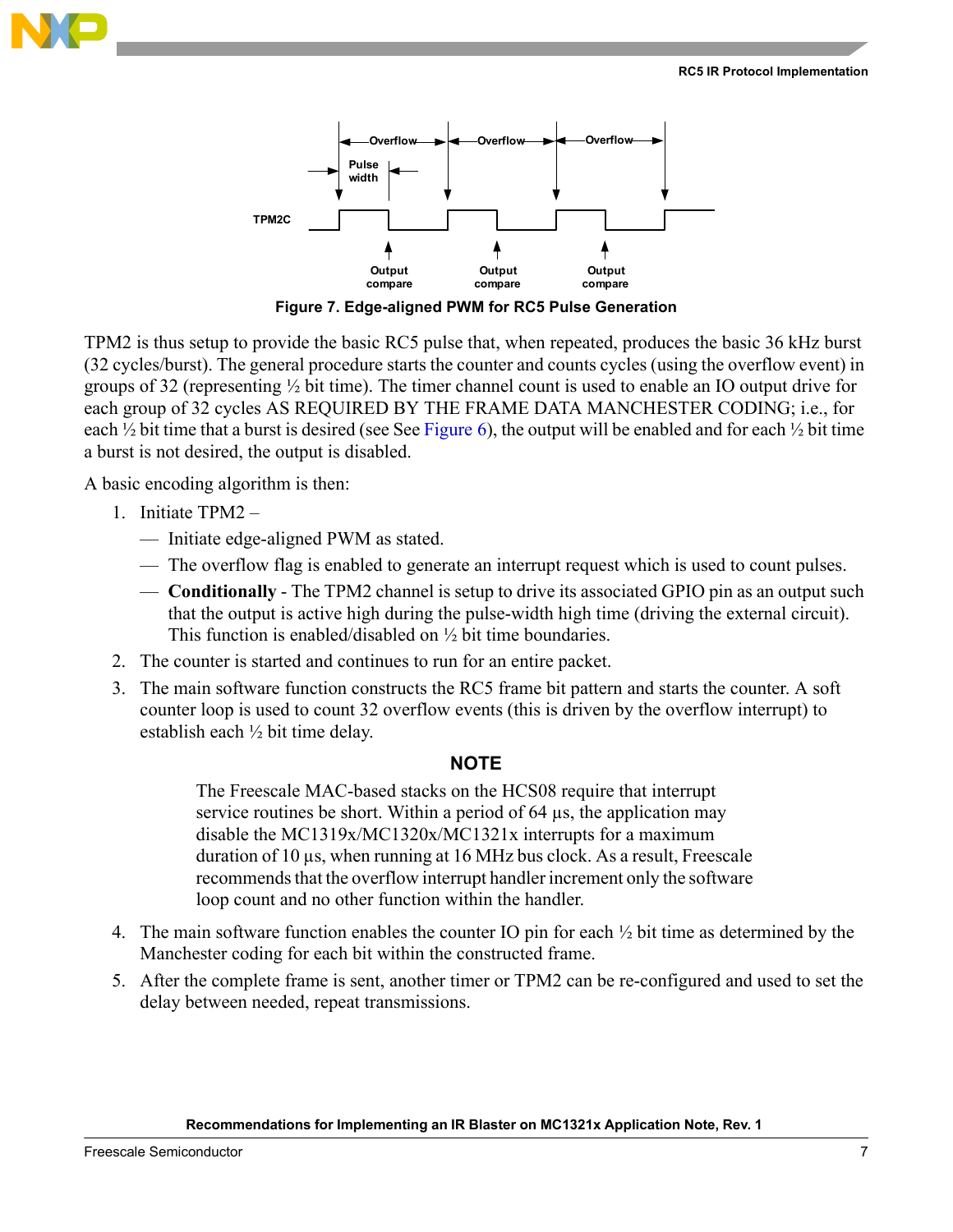Figure 7. Edge-aligned PWM for RC5 Pulse Generation

TPM2 is thus setup to provide the basic RC5 pulse that, when repeated, produces the basic 36 kHz burst (32 cycles/burst). The general procedure starts the counter and counts cycles (using the overflow event) in groups of 32 (representing ½ bit time). The timer channel count is used to enable an IO output drive for each group of 32 cycles AS REQUIRED BY THE FRAME DATA MANCHESTER CODING; i.e., for each ½ bit time that a burst is desired (see See Figure 6), the output will be enabled and for each ½ bit time a burst is not desired, the output is disabled.

A basic encoding algorithm is then:

1. Initiate TPM2 –
   - Initiate edge-aligned PWM as stated.
   - The overflow flag is enabled to generate an interrupt request which is used to count pulses.
   - **Conditionally** - The TPM2 channel is setup to drive its associated GPIO pin as an output such that the output is active high during the pulse-width high time (driving the external circuit). This function is enabled/disabled on ½ bit time boundaries.
2. The counter is started and continues to run for an entire packet.
3. The main software function constructs the RC5 frame bit pattern and starts the counter. A soft counter loop is used to count 32 overflow events (this is driven by the overflow interrupt) to establish each ½ bit time delay.

**NOTE**

The Freescale MAC-based stacks on the HCS08 require that interrupt service routines be short. Within a period of 64 µs, the application may disable the MC1319x/MC1320x/MC1321x interrupts for a maximum duration of 10 µs, when running at 16 MHz bus clock. As a result, Freescale recommends that the overflow interrupt handler increment only the software loop count and no other function within the handler.

4. The main software function enables the counter IO pin for each ½ bit time as determined by the Manchester coding for each bit within the constructed frame.
5. After the complete frame is sent, another timer or TPM2 can be re-configured and used to set the delay between needed, repeat transmissions.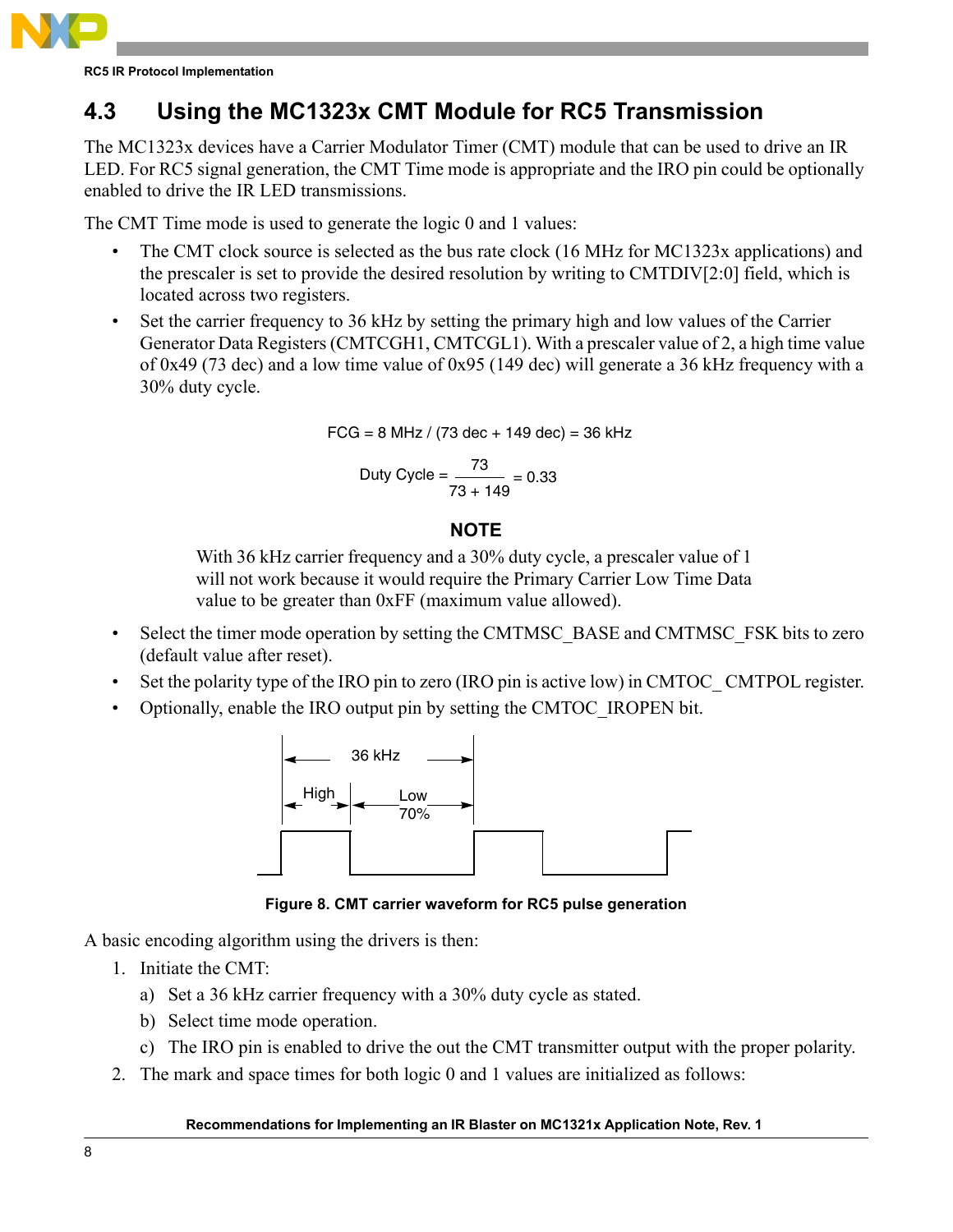## 4.3 Using the MC1323x CMT Module for RC5 Transmission

The MC1323x devices have a Carrier Modulator Timer (CMT) module that can be used to drive an IR LED. For RC5 signal generation, the CMT Time mode is appropriate and the IRO pin could be optionally enabled to drive the IR LED transmissions.

The CMT Time mode is used to generate the logic 0 and 1 values:

- The CMT clock source is selected as the bus rate clock (16 MHz for MC1323x applications) and the prescaler is set to provide the desired resolution by writing to CMTDIV[2:0] field, which is located across two registers.
- Set the carrier frequency to 36 kHz by setting the primary high and low values of the Carrier Generator Data Registers (CMTCGH1, CMTCGL1). With a prescaler value of 2, a high time value of 0x49 (73 dec) and a low time value of 0x95 (149 dec) will generate a 36 kHz frequency with a 30% duty cycle.

$$\text{FCG} = 8\text{ MHz} / (73\text{ dec} + 149\text{ dec}) = 36\text{ kHz}$$

$$\text{Duty Cycle} = \frac{73}{73 + 149} = 0.33$$

**NOTE**

With 36 kHz carrier frequency and a 30% duty cycle, a prescaler value of 1 will not work because it would require the Primary Carrier Low Time Data value to be greater than 0xFF (maximum value allowed).

- Select the timer mode operation by setting the CMTMSC_BASE and CMTMSC_FSK bits to zero (default value after reset).
- Set the polarity type of the IRO pin to zero (IRO pin is active low) in CMTOC_ CMTPOL register.
- Optionally, enable the IRO output pin by setting the CMTOC_IROPEN bit.

Figure 8. CMT carrier waveform for RC5 pulse generation

A basic encoding algorithm using the drivers is then:

1. Initiate the CMT:
   a) Set a 36 kHz carrier frequency with a 30% duty cycle as stated.
   b) Select time mode operation.
   c) The IRO pin is enabled to drive the out the CMT transmitter output with the proper polarity.
2. The mark and space times for both logic 0 and 1 values are initialized as follows: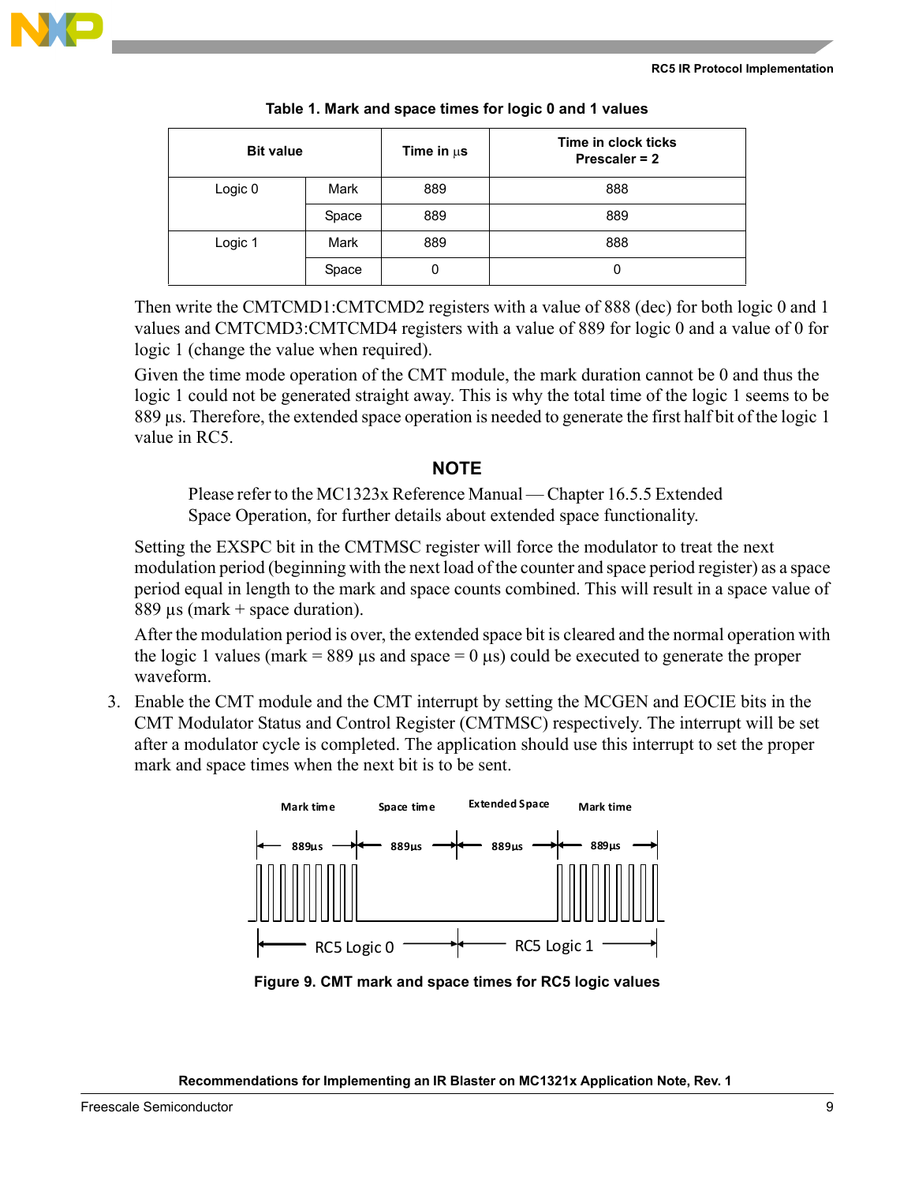**Table 1. Mark and space times for logic 0 and 1 values**

| Bit value | | Time in µs | Time in clock ticks Prescaler = 2 |
|---|---|---|---|
| Logic 0 | Mark | 889 | 888 |
| | Space | 889 | 889 |
| Logic 1 | Mark | 889 | 888 |
| | Space | 0 | 0 |

Then write the CMTCMD1:CMTCMD2 registers with a value of 888 (dec) for both logic 0 and 1 values and CMTCMD3:CMTCMD4 registers with a value of 889 for logic 0 and a value of 0 for logic 1 (change the value when required).

Given the time mode operation of the CMT module, the mark duration cannot be 0 and thus the logic 1 could not be generated straight away. This is why the total time of the logic 1 seems to be 889 µs. Therefore, the extended space operation is needed to generate the first half bit of the logic 1 value in RC5.

### NOTE

Please refer to the MC1323x Reference Manual — Chapter 16.5.5 Extended Space Operation, for further details about extended space functionality.

Setting the EXSPC bit in the CMTMSC register will force the modulator to treat the next modulation period (beginning with the next load of the counter and space period register) as a space period equal in length to the mark and space counts combined. This will result in a space value of 889 µs (mark + space duration).

After the modulation period is over, the extended space bit is cleared and the normal operation with the logic 1 values (mark = 889 µs and space = 0 µs) could be executed to generate the proper waveform.

3. Enable the CMT module and the CMT interrupt by setting the MCGEN and EOCIE bits in the CMT Modulator Status and Control Register (CMTMSC) respectively. The interrupt will be set after a modulator cycle is completed. The application should use this interrupt to set the proper mark and space times when the next bit is to be sent.

**Figure 9. CMT mark and space times for RC5 logic values**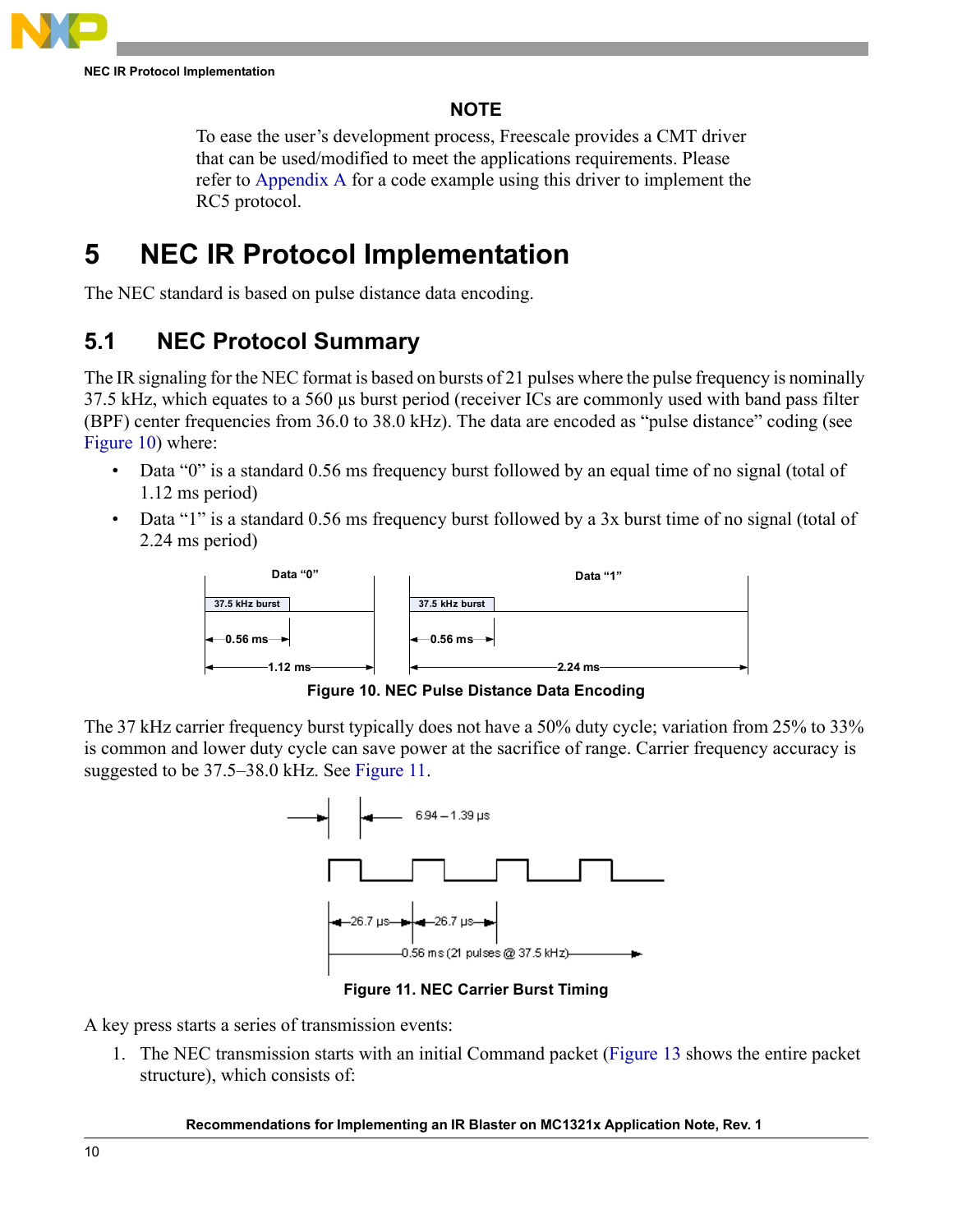### NOTE

To ease the user's development process, Freescale provides a CMT driver that can be used/modified to meet the applications requirements. Please refer to Appendix A for a code example using this driver to implement the RC5 protocol.

# 5 NEC IR Protocol Implementation

The NEC standard is based on pulse distance data encoding.

## 5.1 NEC Protocol Summary

The IR signaling for the NEC format is based on bursts of 21 pulses where the pulse frequency is nominally 37.5 kHz, which equates to a 560 µs burst period (receiver ICs are commonly used with band pass filter (BPF) center frequencies from 36.0 to 38.0 kHz). The data are encoded as "pulse distance" coding (see Figure 10) where:

- Data "0" is a standard 0.56 ms frequency burst followed by an equal time of no signal (total of 1.12 ms period)
- Data "1" is a standard 0.56 ms frequency burst followed by a 3x burst time of no signal (total of 2.24 ms period)

Figure 10. NEC Pulse Distance Data Encoding

The 37 kHz carrier frequency burst typically does not have a 50% duty cycle; variation from 25% to 33% is common and lower duty cycle can save power at the sacrifice of range. Carrier frequency accuracy is suggested to be 37.5–38.0 kHz. See Figure 11.

Figure 11. NEC Carrier Burst Timing

A key press starts a series of transmission events:

1. The NEC transmission starts with an initial Command packet (Figure 13 shows the entire packet structure), which consists of: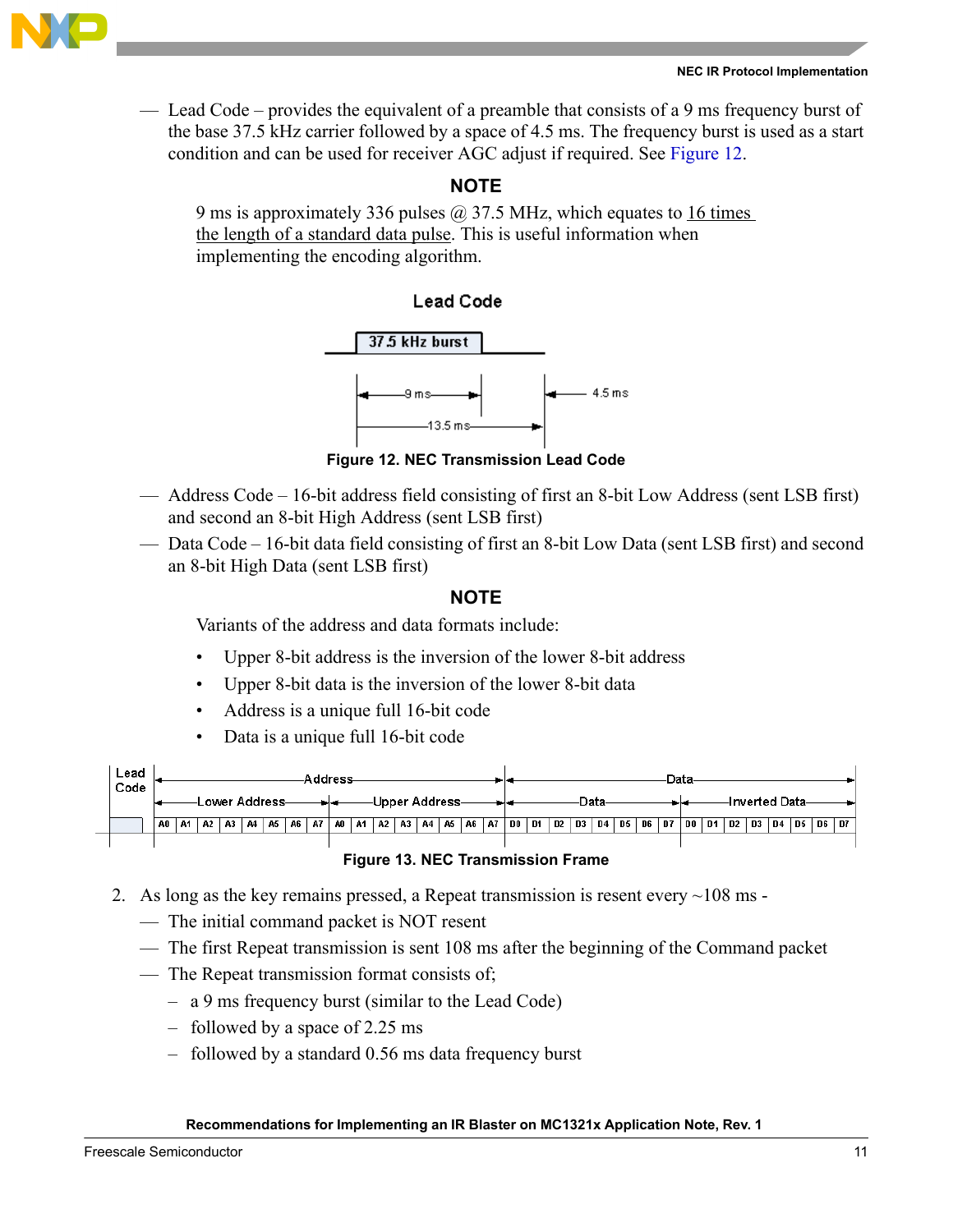— Lead Code – provides the equivalent of a preamble that consists of a 9 ms frequency burst of the base 37.5 kHz carrier followed by a space of 4.5 ms. The frequency burst is used as a start condition and can be used for receiver AGC adjust if required. See Figure 12.

### NOTE

9 ms is approximately 336 pulses @ 37.5 MHz, which equates to 16 times the length of a standard data pulse. This is useful information when implementing the encoding algorithm.

Lead Code

37.5 kHz burst

9 ms

4.5 ms

13.5 ms

**Figure 12. NEC Transmission Lead Code**

— Address Code – 16-bit address field consisting of first an 8-bit Low Address (sent LSB first) and second an 8-bit High Address (sent LSB first)

— Data Code – 16-bit data field consisting of first an 8-bit Low Data (sent LSB first) and second an 8-bit High Data (sent LSB first)

### NOTE

Variants of the address and data formats include:

- Upper 8-bit address is the inversion of the lower 8-bit address
- Upper 8-bit data is the inversion of the lower 8-bit data
- Address is a unique full 16-bit code
- Data is a unique full 16-bit code

| Lead Code | Address | | | | | | | | | | | | | | | | Data | | | | | | | | | | | | | | | |
|---|---|---|---|---|---|---|---|---|---|---|---|---|---|---|---|---|---|---|---|---|---|---|---|---|---|---|---|---|---|---|---|---|
| | Lower Address | | | | | | | | Upper Address | | | | | | | | Data | | | | | | | | Inverted Data | | | | | | | |
| | A0 | A1 | A2 | A3 | A4 | A5 | A6 | A7 | A0 | A1 | A2 | A3 | A4 | A5 | A6 | A7 | D0 | D1 | D2 | D3 | D4 | D5 | D6 | D7 | D0 | D1 | D2 | D3 | D4 | D5 | D6 | D7 |

**Figure 13. NEC Transmission Frame**

2. As long as the key remains pressed, a Repeat transmission is resent every ~108 ms -
   - — The initial command packet is NOT resent
   - — The first Repeat transmission is sent 108 ms after the beginning of the Command packet
   - — The Repeat transmission format consists of;
     - – a 9 ms frequency burst (similar to the Lead Code)
     - – followed by a space of 2.25 ms
     - – followed by a standard 0.56 ms data frequency burst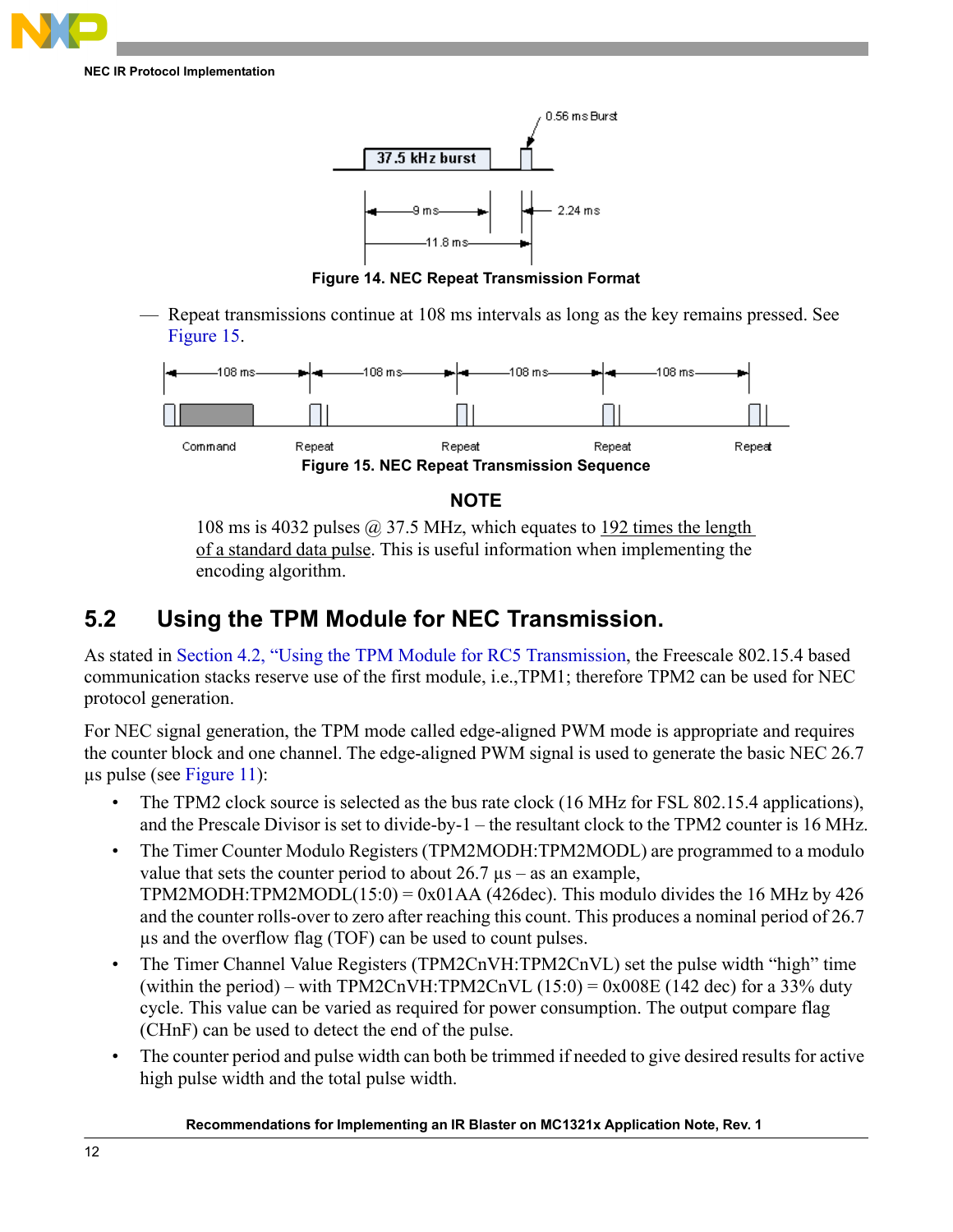Figure 14. NEC Repeat Transmission Format

— Repeat transmissions continue at 108 ms intervals as long as the key remains pressed. See Figure 15.

Figure 15. NEC Repeat Transmission Sequence

### NOTE

108 ms is 4032 pulses @ 37.5 MHz, which equates to 192 times the length of a standard data pulse. This is useful information when implementing the encoding algorithm.

## 5.2 Using the TPM Module for NEC Transmission.

As stated in Section 4.2, "Using the TPM Module for RC5 Transmission, the Freescale 802.15.4 based communication stacks reserve use of the first module, i.e.,TPM1; therefore TPM2 can be used for NEC protocol generation.

For NEC signal generation, the TPM mode called edge-aligned PWM mode is appropriate and requires the counter block and one channel. The edge-aligned PWM signal is used to generate the basic NEC 26.7 µs pulse (see Figure 11):

- The TPM2 clock source is selected as the bus rate clock (16 MHz for FSL 802.15.4 applications), and the Prescale Divisor is set to divide-by-1 – the resultant clock to the TPM2 counter is 16 MHz.
- The Timer Counter Modulo Registers (TPM2MODH:TPM2MODL) are programmed to a modulo value that sets the counter period to about 26.7 µs – as an example, TPM2MODH:TPM2MODL(15:0) = 0x01AA (426dec). This modulo divides the 16 MHz by 426 and the counter rolls-over to zero after reaching this count. This produces a nominal period of 26.7 µs and the overflow flag (TOF) can be used to count pulses.
- The Timer Channel Value Registers (TPM2CnVH:TPM2CnVL) set the pulse width "high" time (within the period) – with TPM2CnVH:TPM2CnVL (15:0) = 0x008E (142 dec) for a 33% duty cycle. This value can be varied as required for power consumption. The output compare flag (CHnF) can be used to detect the end of the pulse.
- The counter period and pulse width can both be trimmed if needed to give desired results for active high pulse width and the total pulse width.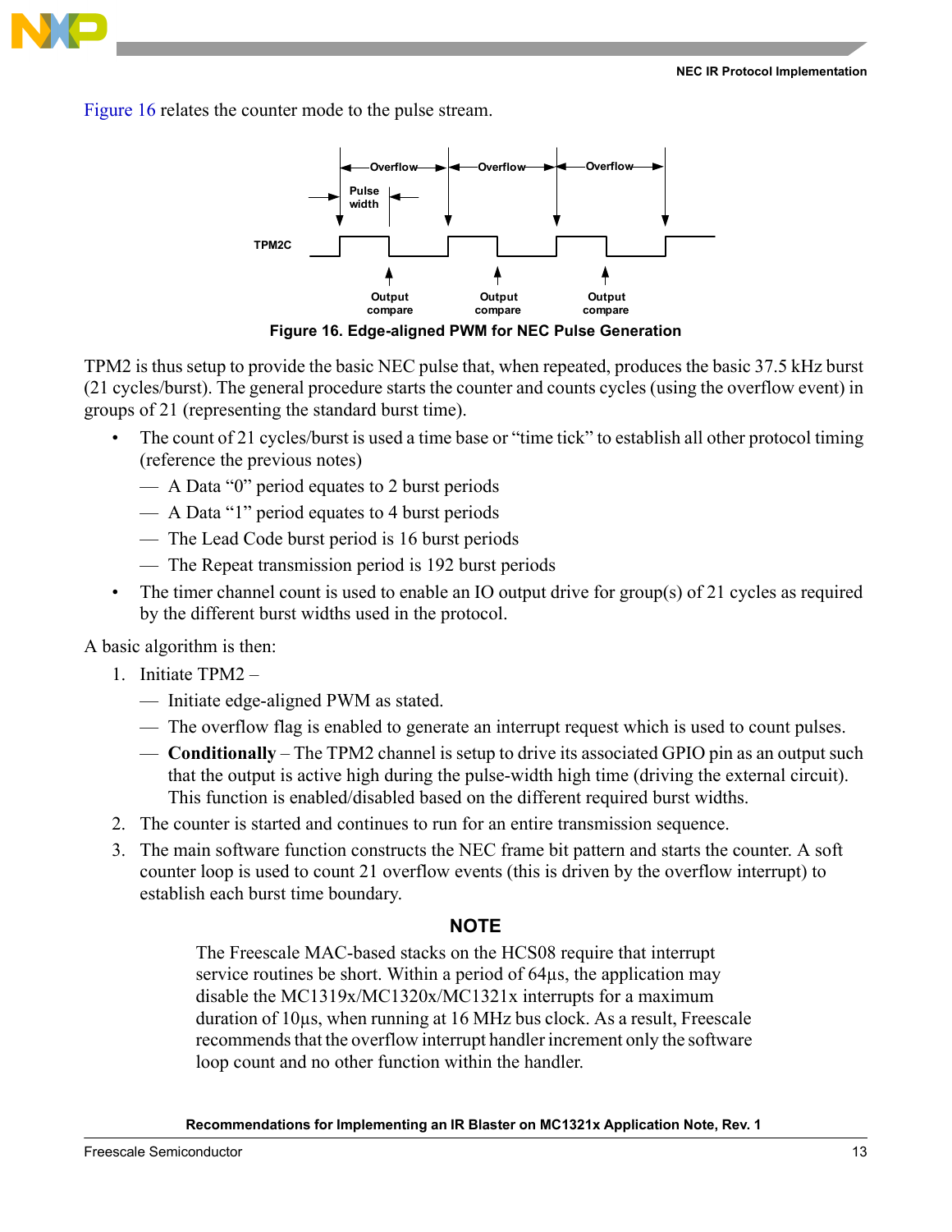Figure 16 relates the counter mode to the pulse stream.

**Figure 16. Edge-aligned PWM for NEC Pulse Generation**

TPM2 is thus setup to provide the basic NEC pulse that, when repeated, produces the basic 37.5 kHz burst (21 cycles/burst). The general procedure starts the counter and counts cycles (using the overflow event) in groups of 21 (representing the standard burst time).

- The count of 21 cycles/burst is used a time base or “time tick” to establish all other protocol timing (reference the previous notes)
  - A Data “0” period equates to 2 burst periods
  - A Data “1” period equates to 4 burst periods
  - The Lead Code burst period is 16 burst periods
  - The Repeat transmission period is 192 burst periods
- The timer channel count is used to enable an IO output drive for group(s) of 21 cycles as required by the different burst widths used in the protocol.

A basic algorithm is then:

1. Initiate TPM2 –
   - Initiate edge-aligned PWM as stated.
   - The overflow flag is enabled to generate an interrupt request which is used to count pulses.
   - **Conditionally** – The TPM2 channel is setup to drive its associated GPIO pin as an output such that the output is active high during the pulse-width high time (driving the external circuit). This function is enabled/disabled based on the different required burst widths.
2. The counter is started and continues to run for an entire transmission sequence.
3. The main software function constructs the NEC frame bit pattern and starts the counter. A soft counter loop is used to count 21 overflow events (this is driven by the overflow interrupt) to establish each burst time boundary.

**NOTE**

The Freescale MAC-based stacks on the HCS08 require that interrupt service routines be short. Within a period of 64µs, the application may disable the MC1319x/MC1320x/MC1321x interrupts for a maximum duration of 10µs, when running at 16 MHz bus clock. As a result, Freescale recommends that the overflow interrupt handler increment only the software loop count and no other function within the handler.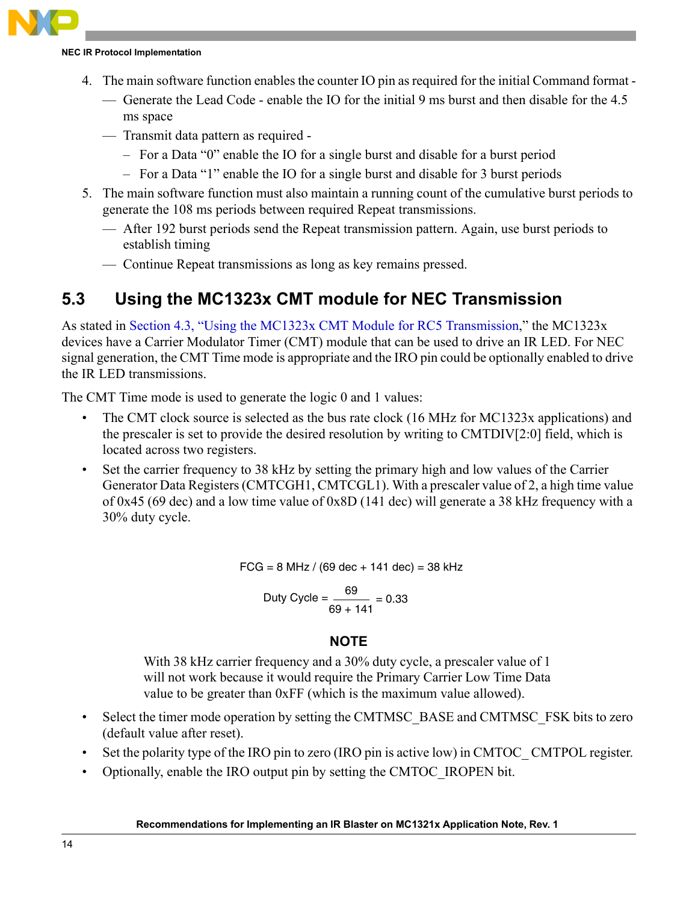4. The main software function enables the counter IO pin as required for the initial Command format -
   - Generate the Lead Code - enable the IO for the initial 9 ms burst and then disable for the 4.5 ms space
   - Transmit data pattern as required -
     - For a Data "0" enable the IO for a single burst and disable for a burst period
     - For a Data "1" enable the IO for a single burst and disable for 3 burst periods
5. The main software function must also maintain a running count of the cumulative burst periods to generate the 108 ms periods between required Repeat transmissions.
   - After 192 burst periods send the Repeat transmission pattern. Again, use burst periods to establish timing
   - Continue Repeat transmissions as long as key remains pressed.

## 5.3 Using the MC1323x CMT module for NEC Transmission

As stated in Section 4.3, "Using the MC1323x CMT Module for RC5 Transmission," the MC1323x devices have a Carrier Modulator Timer (CMT) module that can be used to drive an IR LED. For NEC signal generation, the CMT Time mode is appropriate and the IRO pin could be optionally enabled to drive the IR LED transmissions.

The CMT Time mode is used to generate the logic 0 and 1 values:

- The CMT clock source is selected as the bus rate clock (16 MHz for MC1323x applications) and the prescaler is set to provide the desired resolution by writing to CMTDIV[2:0] field, which is located across two registers.
- Set the carrier frequency to 38 kHz by setting the primary high and low values of the Carrier Generator Data Registers (CMTCGH1, CMTCGL1). With a prescaler value of 2, a high time value of 0x45 (69 dec) and a low time value of 0x8D (141 dec) will generate a 38 kHz frequency with a 30% duty cycle.

$$\text{FCG} = 8\text{ MHz} / (69\text{ dec} + 141\text{ dec}) = 38\text{ kHz}$$

$$\text{Duty Cycle} = \frac{69}{69 + 141} = 0.33$$

**NOTE**

With 38 kHz carrier frequency and a 30% duty cycle, a prescaler value of 1 will not work because it would require the Primary Carrier Low Time Data value to be greater than 0xFF (which is the maximum value allowed).

- Select the timer mode operation by setting the CMTMSC_BASE and CMTMSC_FSK bits to zero (default value after reset).
- Set the polarity type of the IRO pin to zero (IRO pin is active low) in CMTOC_ CMTPOL register.
- Optionally, enable the IRO output pin by setting the CMTOC_IROPEN bit.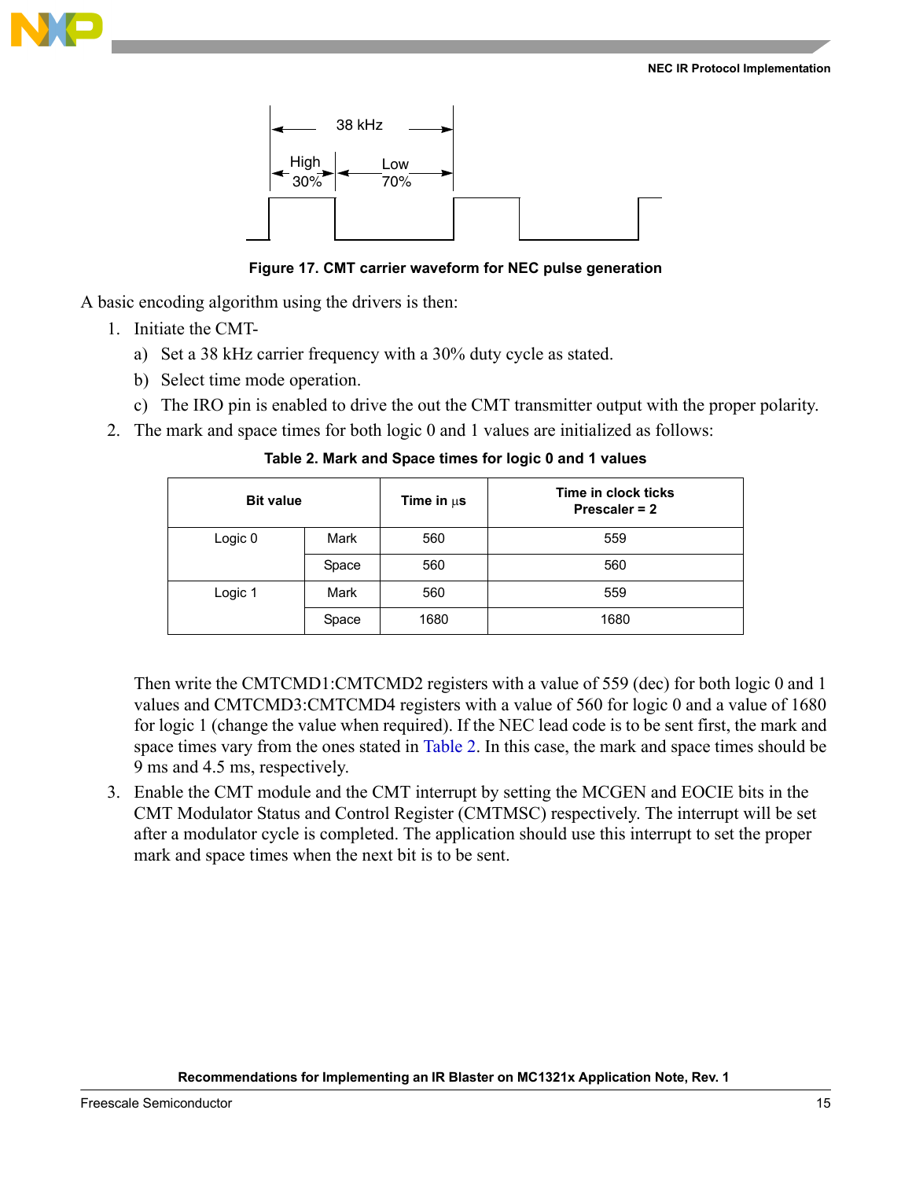Figure 17. CMT carrier waveform for NEC pulse generation

A basic encoding algorithm using the drivers is then:

1. Initiate the CMT-
   a) Set a 38 kHz carrier frequency with a 30% duty cycle as stated.
   b) Select time mode operation.
   c) The IRO pin is enabled to drive the out the CMT transmitter output with the proper polarity.
2. The mark and space times for both logic 0 and 1 values are initialized as follows:

**Table 2. Mark and Space times for logic 0 and 1 values**

| Bit value | | Time in µs | Time in clock ticks Prescaler = 2 |
|---|---|---|---|
| Logic 0 | Mark | 560 | 559 |
| | Space | 560 | 560 |
| Logic 1 | Mark | 560 | 559 |
| | Space | 1680 | 1680 |

   Then write the CMTCMD1:CMTCMD2 registers with a value of 559 (dec) for both logic 0 and 1 values and CMTCMD3:CMTCMD4 registers with a value of 560 for logic 0 and a value of 1680 for logic 1 (change the value when required). If the NEC lead code is to be sent first, the mark and space times vary from the ones stated in Table 2. In this case, the mark and space times should be 9 ms and 4.5 ms, respectively.

3. Enable the CMT module and the CMT interrupt by setting the MCGEN and EOCIE bits in the CMT Modulator Status and Control Register (CMTMSC) respectively. The interrupt will be set after a modulator cycle is completed. The application should use this interrupt to set the proper mark and space times when the next bit is to be sent.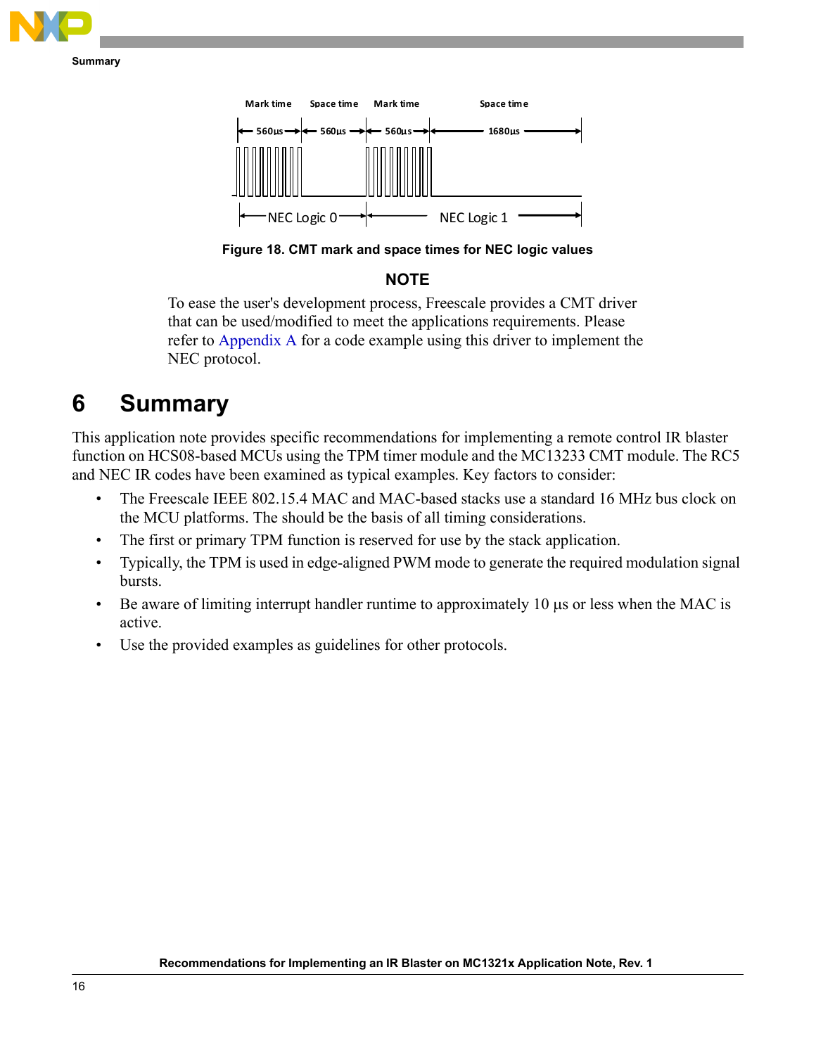Figure 18. CMT mark and space times for NEC logic values

**NOTE**

To ease the user's development process, Freescale provides a CMT driver that can be used/modified to meet the applications requirements. Please refer to Appendix A for a code example using this driver to implement the NEC protocol.

# 6 Summary

This application note provides specific recommendations for implementing a remote control IR blaster function on HCS08-based MCUs using the TPM timer module and the MC13233 CMT module. The RC5 and NEC IR codes have been examined as typical examples. Key factors to consider:

- The Freescale IEEE 802.15.4 MAC and MAC-based stacks use a standard 16 MHz bus clock on the MCU platforms. The should be the basis of all timing considerations.
- The first or primary TPM function is reserved for use by the stack application.
- Typically, the TPM is used in edge-aligned PWM mode to generate the required modulation signal bursts.
- Be aware of limiting interrupt handler runtime to approximately 10 µs or less when the MAC is active.
- Use the provided examples as guidelines for other protocols.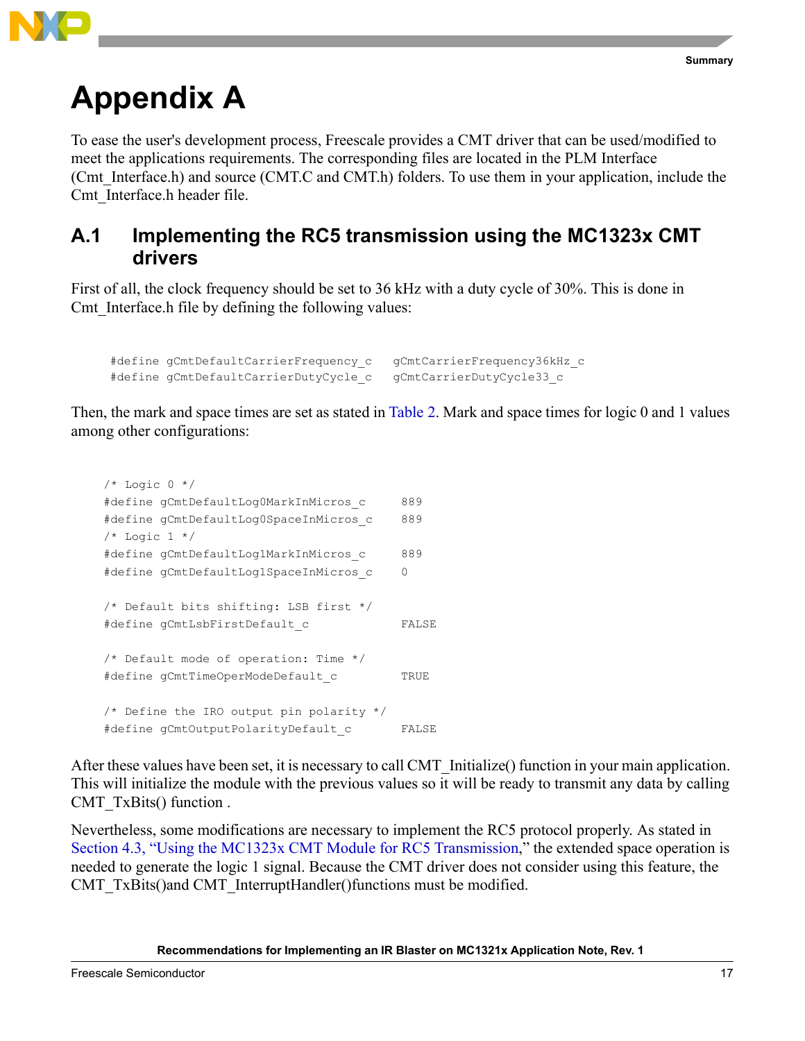# Appendix A

To ease the user's development process, Freescale provides a CMT driver that can be used/modified to meet the applications requirements. The corresponding files are located in the PLM Interface (Cmt_Interface.h) and source (CMT.C and CMT.h) folders. To use them in your application, include the Cmt_Interface.h header file.

## A.1 Implementing the RC5 transmission using the MC1323x CMT drivers

First of all, the clock frequency should be set to 36 kHz with a duty cycle of 30%. This is done in Cmt_Interface.h file by defining the following values:

```
#define gCmtDefaultCarrierFrequency_c   gCmtCarrierFrequency36kHz_c
#define gCmtDefaultCarrierDutyCycle_c   gCmtCarrierDutyCycle33_c
```

Then, the mark and space times are set as stated in Table 2. Mark and space times for logic 0 and 1 values among other configurations:

```
/* Logic 0 */
#define gCmtDefaultLog0MarkInMicros_c     889
#define gCmtDefaultLog0SpaceInMicros_c    889
/* Logic 1 */
#define gCmtDefaultLog1MarkInMicros_c     889
#define gCmtDefaultLog1SpaceInMicros_c    0

/* Default bits shifting: LSB first */
#define gCmtLsbFirstDefault_c             FALSE

/* Default mode of operation: Time */
#define gCmtTimeOperModeDefault_c         TRUE

/* Define the IRO output pin polarity */
#define gCmtOutputPolarityDefault_c       FALSE
```

After these values have been set, it is necessary to call CMT_Initialize() function in your main application. This will initialize the module with the previous values so it will be ready to transmit any data by calling CMT_TxBits() function .

Nevertheless, some modifications are necessary to implement the RC5 protocol properly. As stated in Section 4.3, "Using the MC1323x CMT Module for RC5 Transmission," the extended space operation is needed to generate the logic 1 signal. Because the CMT driver does not consider using this feature, the CMT_TxBits()and CMT_InterruptHandler()functions must be modified.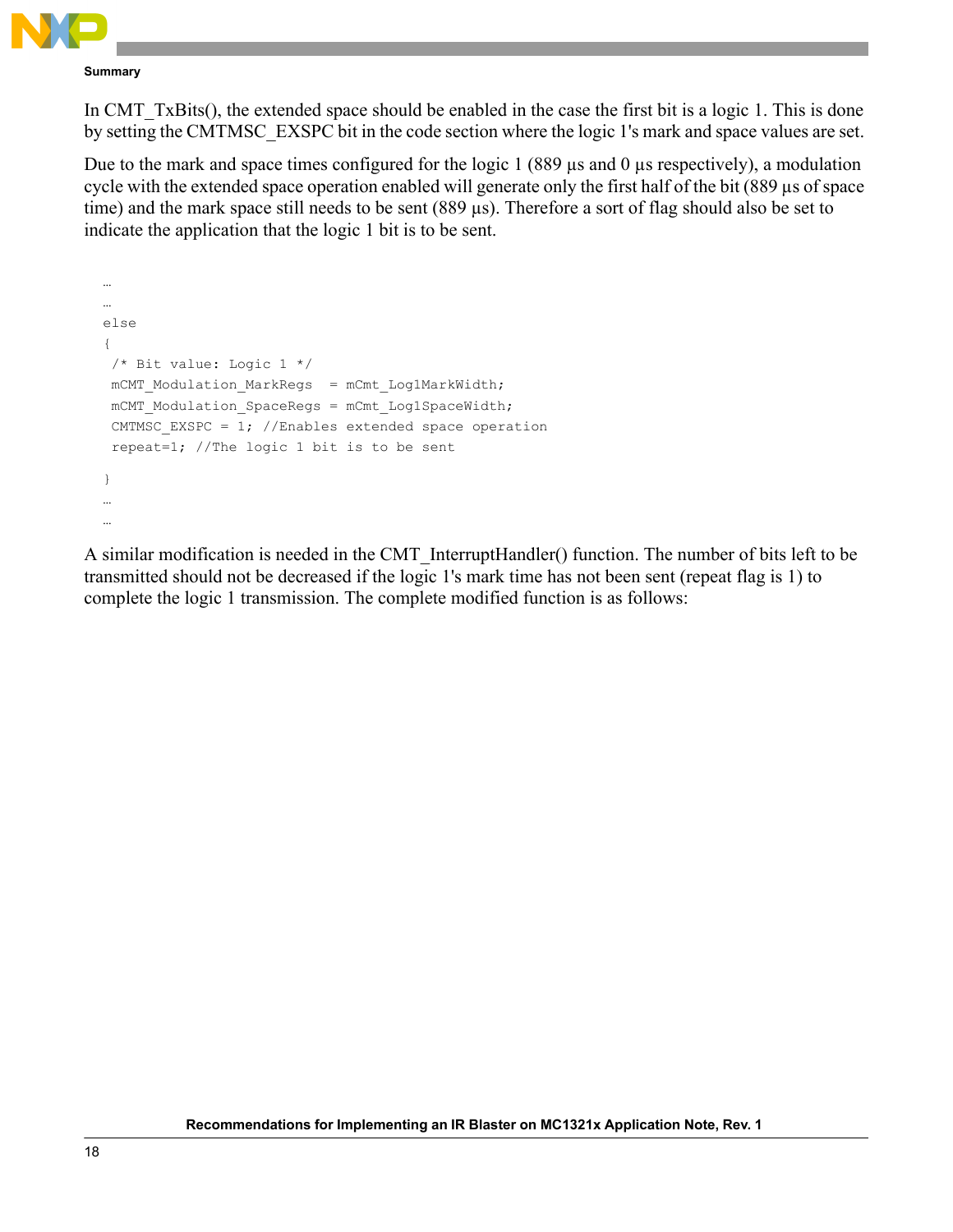In CMT_TxBits(), the extended space should be enabled in the case the first bit is a logic 1. This is done by setting the CMTMSC_EXSPC bit in the code section where the logic 1's mark and space values are set.

Due to the mark and space times configured for the logic 1 (889 µs and 0 µs respectively), a modulation cycle with the extended space operation enabled will generate only the first half of the bit (889 µs of space time) and the mark space still needs to be sent (889 µs). Therefore a sort of flag should also be set to indicate the application that the logic 1 bit is to be sent.

```
…
…
else
{
 /* Bit value: Logic 1 */
 mCMT_Modulation_MarkRegs  = mCmt_Log1MarkWidth;
 mCMT_Modulation_SpaceRegs = mCmt_Log1SpaceWidth;
 CMTMSC_EXSPC = 1; //Enables extended space operation
 repeat=1; //The logic 1 bit is to be sent
}
…
…
```

A similar modification is needed in the CMT_InterruptHandler() function. The number of bits left to be transmitted should not be decreased if the logic 1's mark time has not been sent (repeat flag is 1) to complete the logic 1 transmission. The complete modified function is as follows: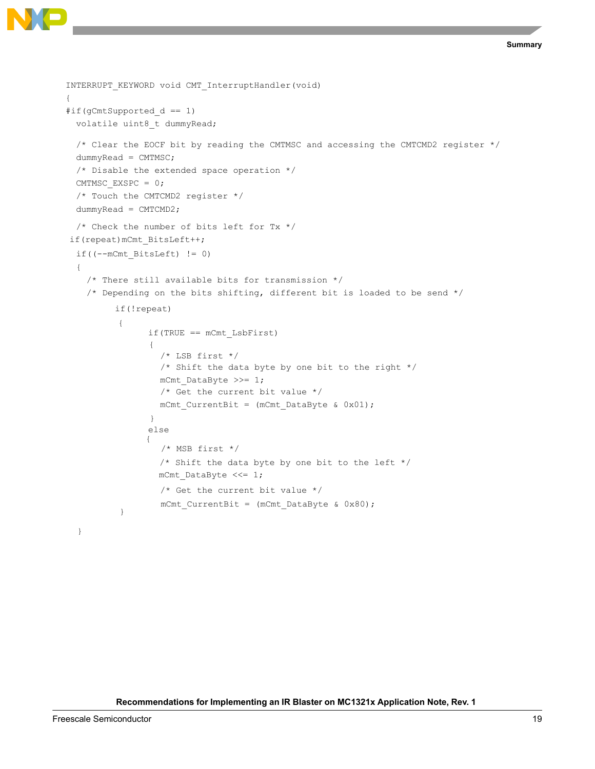```
INTERRUPT_KEYWORD void CMT_InterruptHandler(void)
{
#if(gCmtSupported_d == 1)
  volatile uint8_t dummyRead;

  /* Clear the EOCF bit by reading the CMTMSC and accessing the CMTCMD2 register */
  dummyRead = CMTMSC;
  /* Disable the extended space operation */
  CMTMSC_EXSPC = 0;
  /* Touch the CMTCMD2 register */
  dummyRead = CMTCMD2;

  /* Check the number of bits left for Tx */
 if(repeat)mCmt_BitsLeft++;
  if((--mCmt_BitsLeft) != 0)
  {
    /* There still available bits for transmission */
    /* Depending on the bits shifting, different bit is loaded to be send */
         if(!repeat)
          {
                if(TRUE == mCmt_LsbFirst)
                {
                  /* LSB first */
                  /* Shift the data byte by one bit to the right */
                  mCmt_DataByte >>= 1;
                  /* Get the current bit value */
                  mCmt_CurrentBit = (mCmt_DataByte & 0x01);
                }
                else
                {
                  /* MSB first */
                  /* Shift the data byte by one bit to the left */
                  mCmt_DataByte <<= 1;

                  /* Get the current bit value */
                  mCmt_CurrentBit = (mCmt_DataByte & 0x80);
          }

  }
```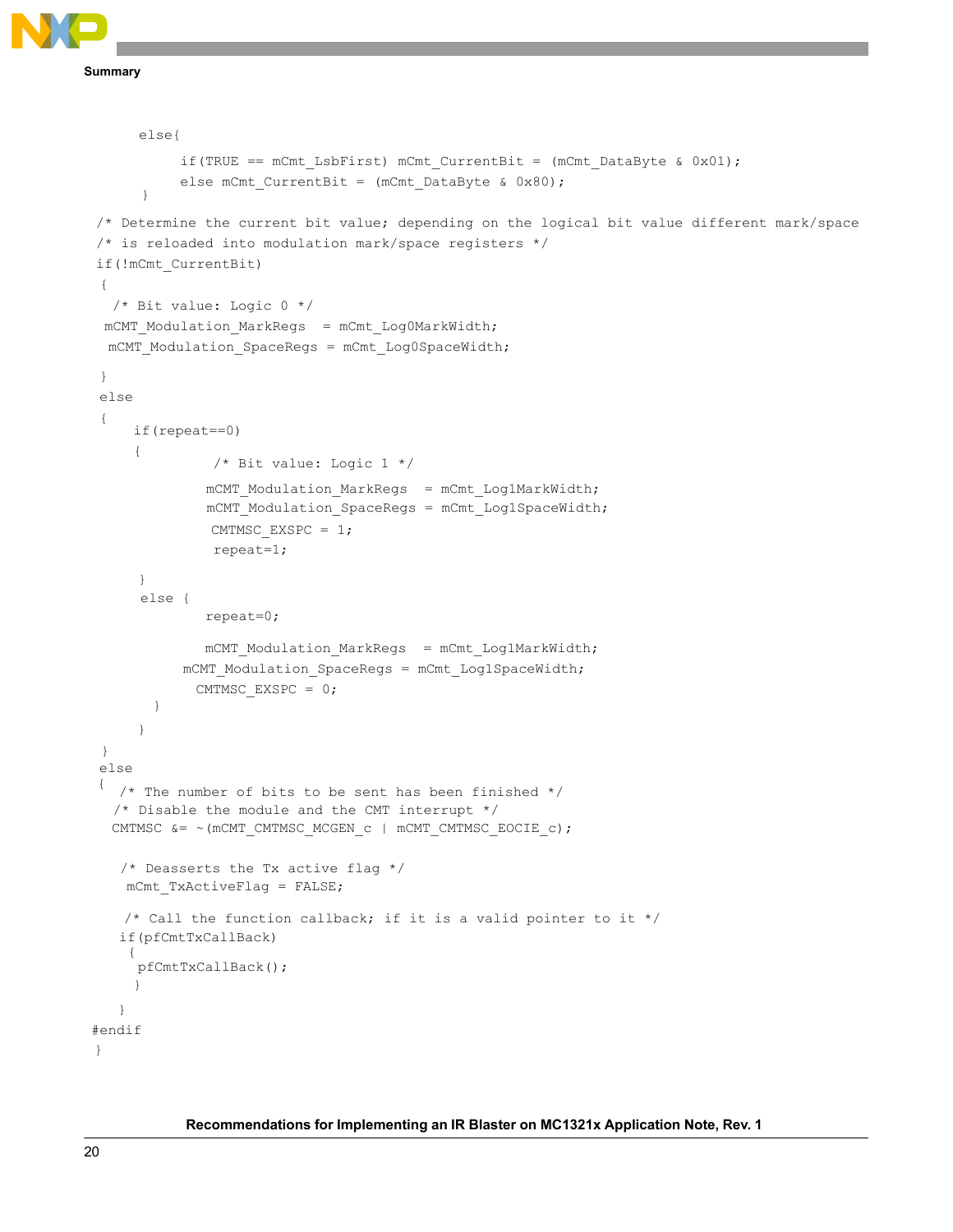```
      else{
           if(TRUE == mCmt_LsbFirst) mCmt_CurrentBit = (mCmt_DataByte & 0x01);
           else mCmt_CurrentBit = (mCmt_DataByte & 0x80);
      }
  /* Determine the current bit value; depending on the logical bit value different mark/space
  /* is reloaded into modulation mark/space registers */
  if(!mCmt_CurrentBit)
  {
    /* Bit value: Logic 0 */
   mCMT_Modulation_MarkRegs  = mCmt_Log0MarkWidth;
   mCMT_Modulation_SpaceRegs = mCmt_Log0SpaceWidth;

  }
  else
  {
      if(repeat==0)
      {
                /* Bit value: Logic 1 */
               mCMT_Modulation_MarkRegs  = mCmt_Log1MarkWidth;
               mCMT_Modulation_SpaceRegs = mCmt_Log1SpaceWidth;
                CMTMSC_EXSPC = 1;
                repeat=1;

      }
      else {
               repeat=0;

               mCMT_Modulation_MarkRegs  = mCmt_Log1MarkWidth;
            mCMT_Modulation_SpaceRegs = mCmt_Log1SpaceWidth;
              CMTMSC_EXSPC = 0;
        }
      }
  }
  else
  {  /* The number of bits to be sent has been finished */
    /* Disable the module and the CMT interrupt */
   CMTMSC &= ~(mCMT_CMTMSC_MCGEN_c | mCMT_CMTMSC_EOCIE_c);

    /* Deasserts the Tx active flag */
     mCmt_TxActiveFlag = FALSE;

     /* Call the function callback; if it is a valid pointer to it */
    if(pfCmtTxCallBack)
     {
      pfCmtTxCallBack();
      }
    }
#endif
 }
```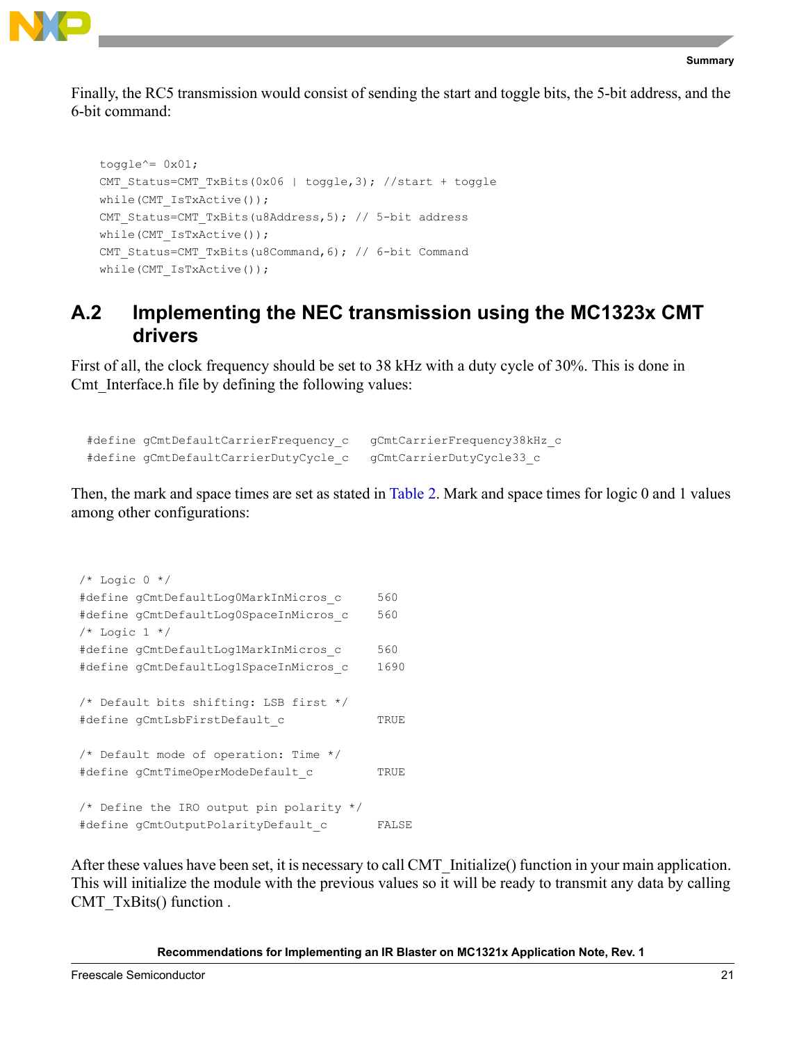Finally, the RC5 transmission would consist of sending the start and toggle bits, the 5-bit address, and the 6-bit command:

```
toggle^= 0x01;
CMT_Status=CMT_TxBits(0x06 | toggle,3); //start + toggle
while(CMT_IsTxActive());
CMT_Status=CMT_TxBits(u8Address,5); // 5-bit address
while(CMT_IsTxActive());
CMT_Status=CMT_TxBits(u8Command,6); // 6-bit Command
while(CMT_IsTxActive());
```

## A.2 Implementing the NEC transmission using the MC1323x CMT drivers

First of all, the clock frequency should be set to 38 kHz with a duty cycle of 30%. This is done in Cmt_Interface.h file by defining the following values:

```
#define gCmtDefaultCarrierFrequency_c    gCmtCarrierFrequency38kHz_c
#define gCmtDefaultCarrierDutyCycle_c    gCmtCarrierDutyCycle33_c
```

Then, the mark and space times are set as stated in Table 2. Mark and space times for logic 0 and 1 values among other configurations:

```
/* Logic 0 */
#define gCmtDefaultLog0MarkInMicros_c      560
#define gCmtDefaultLog0SpaceInMicros_c     560
/* Logic 1 */
#define gCmtDefaultLog1MarkInMicros_c      560
#define gCmtDefaultLog1SpaceInMicros_c     1690

/* Default bits shifting: LSB first */
#define gCmtLsbFirstDefault_c              TRUE

/* Default mode of operation: Time */
#define gCmtTimeOperModeDefault_c          TRUE

/* Define the IRO output pin polarity */
#define gCmtOutputPolarityDefault_c        FALSE
```

After these values have been set, it is necessary to call CMT_Initialize() function in your main application. This will initialize the module with the previous values so it will be ready to transmit any data by calling CMT_TxBits() function .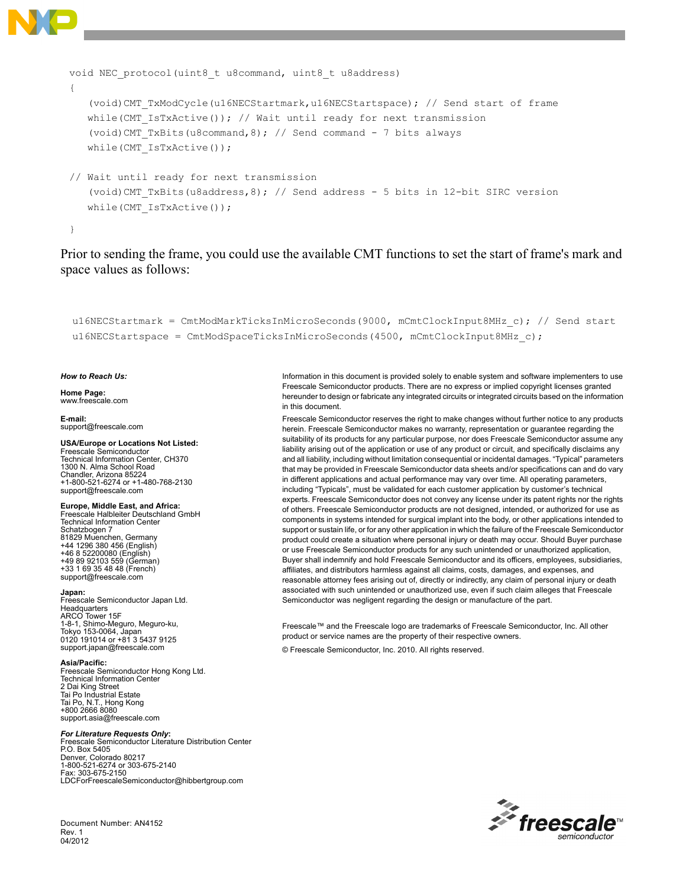```
void NEC_protocol(uint8_t u8command, uint8_t u8address)
{
    (void)CMT_TxModCycle(u16NECStartmark,u16NECStartspace); // Send start of frame
    while(CMT_IsTxActive()); // Wait until ready for next transmission
    (void)CMT_TxBits(u8command,8); // Send command - 7 bits always
    while(CMT_IsTxActive());

// Wait until ready for next transmission
    (void)CMT_TxBits(u8address,8); // Send address - 5 bits in 12-bit SIRC version
    while(CMT_IsTxActive());
}
```

Prior to sending the frame, you could use the available CMT functions to set the start of frame's mark and space values as follows:

```
u16NECStartmark = CmtModMarkTicksInMicroSeconds(9000, mCmtClockInput8MHz_c); // Send start
u16NECStartspace = CmtModSpaceTicksInMicroSeconds(4500, mCmtClockInput8MHz_c);
```

***How to Reach Us:***

**Home Page:**
www.freescale.com

**E-mail:**
support@freescale.com

**USA/Europe or Locations Not Listed:**
Freescale Semiconductor
Technical Information Center, CH370
1300 N. Alma School Road
Chandler, Arizona 85224
+1-800-521-6274 or +1-480-768-2130
support@freescale.com

**Europe, Middle East, and Africa:**
Freescale Halbleiter Deutschland GmbH
Technical Information Center
Schatzbogen 7
81829 Muenchen, Germany
+44 1296 380 456 (English)
+46 8 52200080 (English)
+49 89 92103 559 (German)
+33 1 69 35 48 48 (French)
support@freescale.com

**Japan:**
Freescale Semiconductor Japan Ltd.
Headquarters
ARCO Tower 15F
1-8-1, Shimo-Meguro, Meguro-ku,
Tokyo 153-0064, Japan
0120 191014 or +81 3 5437 9125
support.japan@freescale.com

**Asia/Pacific:**
Freescale Semiconductor Hong Kong Ltd.
Technical Information Center
2 Dai King Street
Tai Po Industrial Estate
Tai Po, N.T., Hong Kong
+800 2666 8080
support.asia@freescale.com

***For Literature Requests Only*:**
Freescale Semiconductor Literature Distribution Center
P.O. Box 5405
Denver, Colorado 80217
1-800-521-6274 or 303-675-2140
Fax: 303-675-2150
LDCForFreescaleSemiconductor@hibbertgroup.com

Information in this document is provided solely to enable system and software implementers to use Freescale Semiconductor products. There are no express or implied copyright licenses granted hereunder to design or fabricate any integrated circuits or integrated circuits based on the information in this document.

Freescale Semiconductor reserves the right to make changes without further notice to any products herein. Freescale Semiconductor makes no warranty, representation or guarantee regarding the suitability of its products for any particular purpose, nor does Freescale Semiconductor assume any liability arising out of the application or use of any product or circuit, and specifically disclaims any and all liability, including without limitation consequential or incidental damages. "Typical" parameters that may be provided in Freescale Semiconductor data sheets and/or specifications can and do vary in different applications and actual performance may vary over time. All operating parameters, including "Typicals", must be validated for each customer application by customer's technical experts. Freescale Semiconductor does not convey any license under its patent rights nor the rights of others. Freescale Semiconductor products are not designed, intended, or authorized for use as components in systems intended for surgical implant into the body, or other applications intended to support or sustain life, or for any other application in which the failure of the Freescale Semiconductor product could create a situation where personal injury or death may occur. Should Buyer purchase or use Freescale Semiconductor products for any such unintended or unauthorized application, Buyer shall indemnify and hold Freescale Semiconductor and its officers, employees, subsidiaries, affiliates, and distributors harmless against all claims, costs, damages, and expenses, and reasonable attorney fees arising out of, directly or indirectly, any claim of personal injury or death associated with such unintended or unauthorized use, even if such claim alleges that Freescale Semiconductor was negligent regarding the design or manufacture of the part.

Freescale™ and the Freescale logo are trademarks of Freescale Semiconductor, Inc. All other product or service names are the property of their respective owners.

© Freescale Semiconductor, Inc. 2010. All rights reserved.

Document Number: AN4152
Rev. 1
04/2012